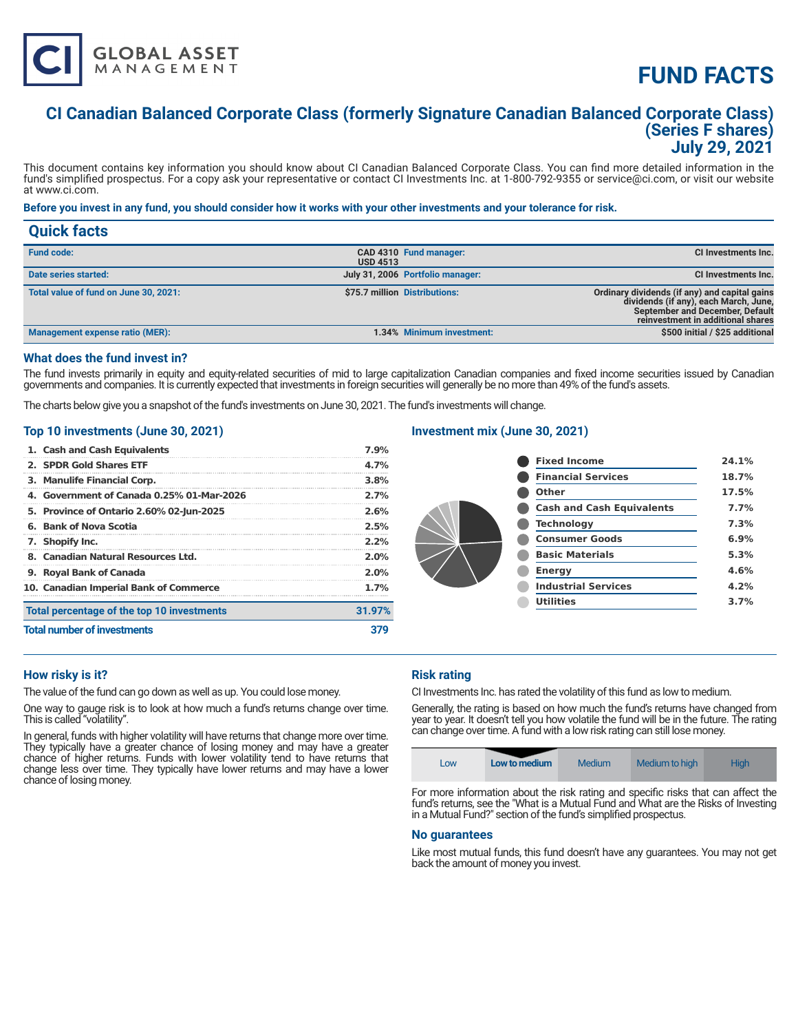# FUND FACTS

## CI Canadian Balanced Corporate Class (formerly Signature Canadian Balanced Corporate Class) (Series F shares)
## July 29, 2021

This document contains key information you should know about CI Canadian Balanced Corporate Class. You can find more detailed information in the fund's simplified prospectus. For a copy ask your representative or contact CI Investments Inc. at 1-800-792-9355 or service@ci.com, or visit our website at www.ci.com.

**Before you invest in any fund, you should consider how it works with your other investments and your tolerance for risk.**

## Quick facts

| Fund code: | CAD 4310 USD 4513 | Fund manager: | CI Investments Inc. |
|---|---|---|---|
| Date series started: | July 31, 2006 | Portfolio manager: | CI Investments Inc. |
| Total value of fund on June 30, 2021: | $75.7 million | Distributions: | Ordinary dividends (if any) and capital gains dividends (if any), each March, June, September and December, Default reinvestment in additional shares |
| Management expense ratio (MER): | 1.34% | Minimum investment: | $500 initial / $25 additional |

### What does the fund invest in?

The fund invests primarily in equity and equity-related securities of mid to large capitalization Canadian companies and fixed income securities issued by Canadian governments and companies. It is currently expected that investments in foreign securities will generally be no more than 49% of the fund's assets.

The charts below give you a snapshot of the fund's investments on June 30, 2021. The fund's investments will change.

### Top 10 investments (June 30, 2021)

| Investment | % |
|---|---|
| 1. Cash and Cash Equivalents | 7.9% |
| 2. SPDR Gold Shares ETF | 4.7% |
| 3. Manulife Financial Corp. | 3.8% |
| 4. Government of Canada 0.25% 01-Mar-2026 | 2.7% |
| 5. Province of Ontario 2.60% 02-Jun-2025 | 2.6% |
| 6. Bank of Nova Scotia | 2.5% |
| 7. Shopify Inc. | 2.2% |
| 8. Canadian Natural Resources Ltd. | 2.0% |
| 9. Royal Bank of Canada | 2.0% |
| 10. Canadian Imperial Bank of Commerce | 1.7% |
| **Total percentage of the top 10 investments** | **31.97%** |
| **Total number of investments** | **379** |

### Investment mix (June 30, 2021)

| Sector | % |
|---|---|
| Fixed Income | 24.1% |
| Financial Services | 18.7% |
| Other | 17.5% |
| Cash and Cash Equivalents | 7.7% |
| Technology | 7.3% |
| Consumer Goods | 6.9% |
| Basic Materials | 5.3% |
| Energy | 4.6% |
| Industrial Services | 4.2% |
| Utilities | 3.7% |

### How risky is it?

The value of the fund can go down as well as up. You could lose money.

One way to gauge risk is to look at how much a fund's returns change over time. This is called "volatility".

In general, funds with higher volatility will have returns that change more over time. They typically have a greater chance of losing money and may have a greater chance of higher returns. Funds with lower volatility tend to have returns that change less over time. They typically have lower returns and may have a lower chance of losing money.

### Risk rating

CI Investments Inc. has rated the volatility of this fund as low to medium.

Generally, the rating is based on how much the fund's returns have changed from year to year. It doesn't tell you how volatile the fund will be in the future. The rating can change over time. A fund with a low risk rating can still lose money.

| Low | **Low to medium** | Medium | Medium to high | High |
|---|---|---|---|---|

For more information about the risk rating and specific risks that can affect the fund's returns, see the "What is a Mutual Fund and What are the Risks of Investing in a Mutual Fund?" section of the fund's simplified prospectus.

### No guarantees

Like most mutual funds, this fund doesn't have any guarantees. You may not get back the amount of money you invest.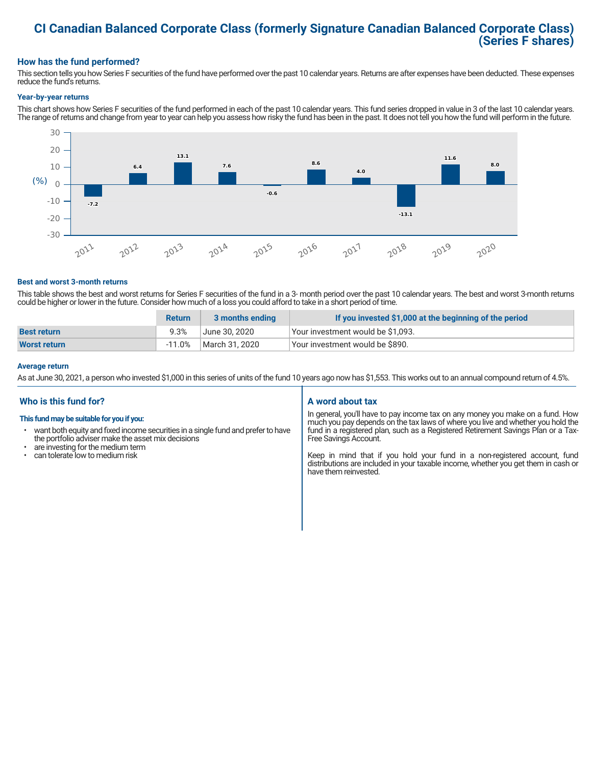# CI Canadian Balanced Corporate Class (formerly Signature Canadian Balanced Corporate Class) (Series F shares)

## How has the fund performed?

This section tells you how Series F securities of the fund have performed over the past 10 calendar years. Returns are after expenses have been deducted. These expenses reduce the fund's returns.

### Year-by-year returns

This chart shows how Series F securities of the fund performed in each of the past 10 calendar years. This fund series dropped in value in 3 of the last 10 calendar years. The range of returns and change from year to year can help you assess how risky the fund has been in the past. It does not tell you how the fund will perform in the future.

| Year | Return (%) |
|---|---|
| 2011 | -7.2 |
| 2012 | 6.4 |
| 2013 | 13.1 |
| 2014 | 7.6 |
| 2015 | -0.6 |
| 2016 | 8.6 |
| 2017 | 4.0 |
| 2018 | -13.1 |
| 2019 | 11.6 |
| 2020 | 8.0 |

### Best and worst 3-month returns

This table shows the best and worst returns for Series F securities of the fund in a 3- month period over the past 10 calendar years. The best and worst 3-month returns could be higher or lower in the future. Consider how much of a loss you could afford to take in a short period of time.

| | Return | 3 months ending | If you invested $1,000 at the beginning of the period |
|---|---|---|---|
| **Best return** | 9.3% | June 30, 2020 | Your investment would be $1,093. |
| **Worst return** | -11.0% | March 31, 2020 | Your investment would be $890. |

### Average return

As at June 30, 2021, a person who invested $1,000 in this series of units of the fund 10 years ago now has $1,553. This works out to an annual compound return of 4.5%.

## Who is this fund for?

**This fund may be suitable for you if you:**

- want both equity and fixed income securities in a single fund and prefer to have the portfolio adviser make the asset mix decisions
- are investing for the medium term
- can tolerate low to medium risk

## A word about tax

In general, you'll have to pay income tax on any money you make on a fund. How much you pay depends on the tax laws of where you live and whether you hold the fund in a registered plan, such as a Registered Retirement Savings Plan or a Tax-Free Savings Account.

Keep in mind that if you hold your fund in a non-registered account, fund distributions are included in your taxable income, whether you get them in cash or have them reinvested.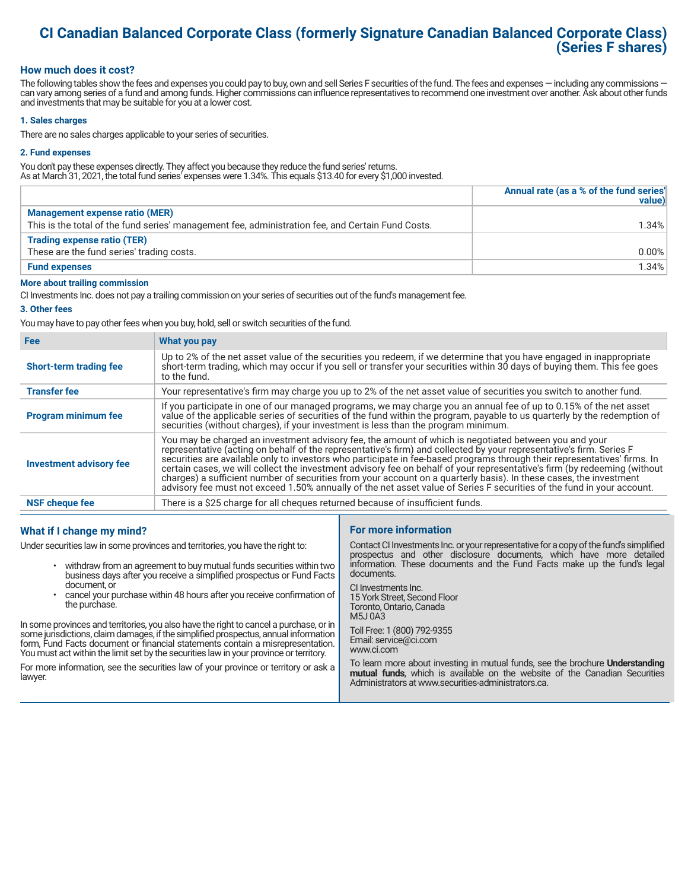# CI Canadian Balanced Corporate Class (formerly Signature Canadian Balanced Corporate Class) (Series F shares)

## How much does it cost?

The following tables show the fees and expenses you could pay to buy, own and sell Series F securities of the fund. The fees and expenses — including any commissions — can vary among series of a fund and among funds. Higher commissions can influence representatives to recommend one investment over another. Ask about other funds and investments that may be suitable for you at a lower cost.

### 1. Sales charges

There are no sales charges applicable to your series of securities.

### 2. Fund expenses

You don't pay these expenses directly. They affect you because they reduce the fund series' returns.
As at March 31, 2021, the total fund series' expenses were 1.34%. This equals $13.40 for every $1,000 invested.

| | Annual rate (as a % of the fund series' value) |
|---|---|
| **Management expense ratio (MER)**<br>This is the total of the fund series' management fee, administration fee, and Certain Fund Costs. | 1.34% |
| **Trading expense ratio (TER)**<br>These are the fund series' trading costs. | 0.00% |
| **Fund expenses** | 1.34% |

### More about trailing commission

CI Investments Inc. does not pay a trailing commission on your series of securities out of the fund's management fee.

### 3. Other fees

You may have to pay other fees when you buy, hold, sell or switch securities of the fund.

| Fee | What you pay |
|---|---|
| **Short-term trading fee** | Up to 2% of the net asset value of the securities you redeem, if we determine that you have engaged in inappropriate short-term trading, which may occur if you sell or transfer your securities within 30 days of buying them. This fee goes to the fund. |
| **Transfer fee** | Your representative's firm may charge you up to 2% of the net asset value of securities you switch to another fund. |
| **Program minimum fee** | If you participate in one of our managed programs, we may charge you an annual fee of up to 0.15% of the net asset value of the applicable series of securities of the fund within the program, payable to us quarterly by the redemption of securities (without charges), if your investment is less than the program minimum. |
| **Investment advisory fee** | You may be charged an investment advisory fee, the amount of which is negotiated between you and your representative (acting on behalf of the representative's firm) and collected by your representative's firm. Series F securities are available only to investors who participate in fee-based programs through their representatives' firms. In certain cases, we will collect the investment advisory fee on behalf of your representative's firm (by redeeming (without charges) a sufficient number of securities from your account on a quarterly basis). In these cases, the investment advisory fee must not exceed 1.50% annually of the net asset value of Series F securities of the fund in your account. |
| **NSF cheque fee** | There is a $25 charge for all cheques returned because of insufficient funds. |

## What if I change my mind?

Under securities law in some provinces and territories, you have the right to:

- withdraw from an agreement to buy mutual funds securities within two business days after you receive a simplified prospectus or Fund Facts document, or
- cancel your purchase within 48 hours after you receive confirmation of the purchase.

In some provinces and territories, you also have the right to cancel a purchase, or in some jurisdictions, claim damages, if the simplified prospectus, annual information form, Fund Facts document or financial statements contain a misrepresentation. You must act within the limit set by the securities law in your province or territory.

For more information, see the securities law of your province or territory or ask a lawyer.

## For more information

Contact CI Investments Inc. or your representative for a copy of the fund's simplified prospectus and other disclosure documents, which have more detailed information. These documents and the Fund Facts make up the fund's legal documents.

CI Investments Inc.
15 York Street, Second Floor
Toronto, Ontario, Canada
M5J 0A3

Toll Free: 1 (800) 792-9355
Email: service@ci.com
www.ci.com

To learn more about investing in mutual funds, see the brochure **Understanding mutual funds**, which is available on the website of the Canadian Securities Administrators at www.securities-administrators.ca.